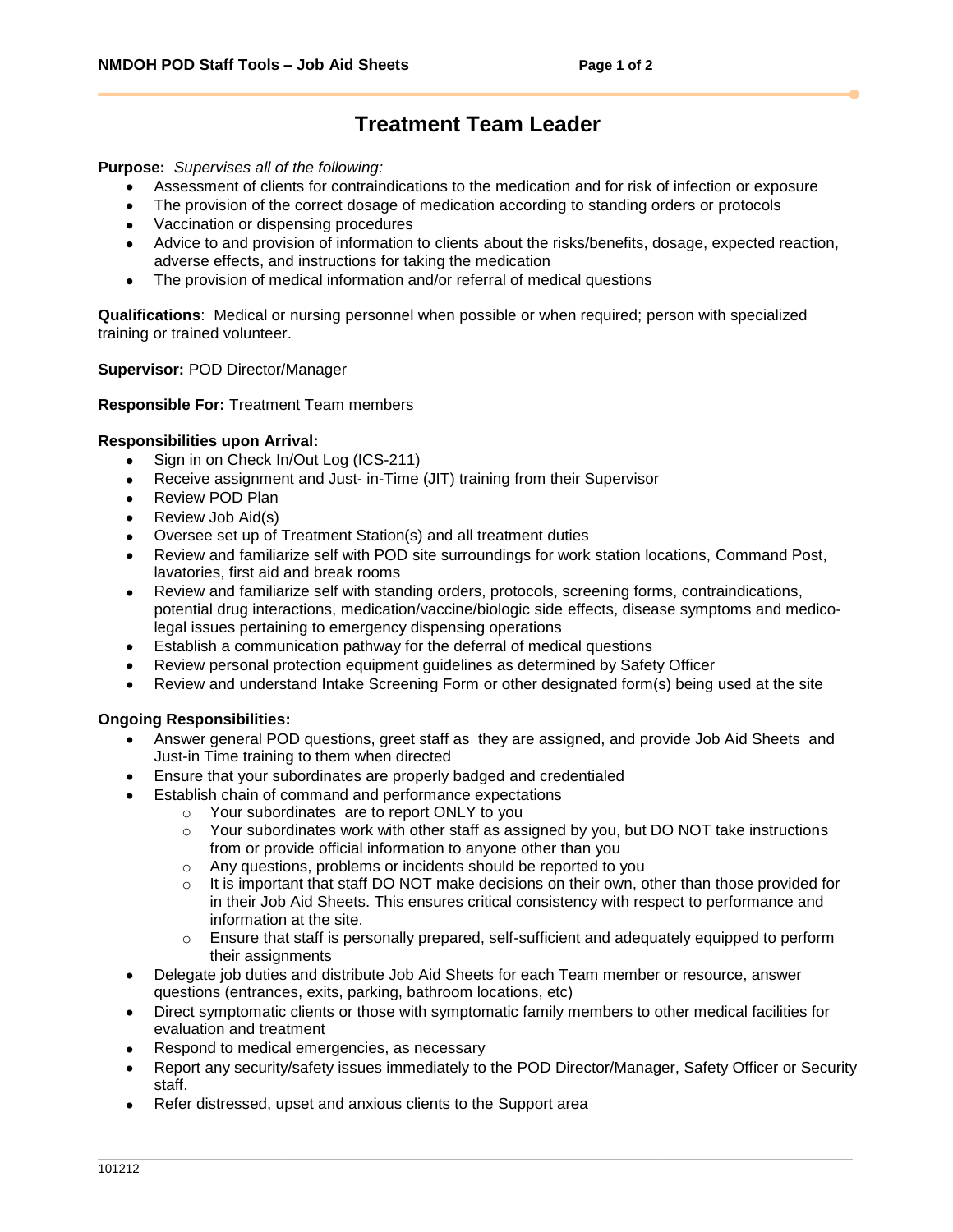# Treatment Team Leader

**Purpose:** *Supervises all of the following:*

- Assessment of clients for contraindications to the medication and for risk of infection or exposure
- The provision of the correct dosage of medication according to standing orders or protocols
- Vaccination or dispensing procedures
- Advice to and provision of information to clients about the risks/benefits, dosage, expected reaction, adverse effects, and instructions for taking the medication
- The provision of medical information and/or referral of medical questions

**Qualifications**: Medical or nursing personnel when possible or when required; person with specialized training or trained volunteer.

**Supervisor:** POD Director/Manager

**Responsible For:** Treatment Team members

**Responsibilities upon Arrival:**

- Sign in on Check In/Out Log (ICS-211)
- Receive assignment and Just- in-Time (JIT) training from their Supervisor
- Review POD Plan
- Review Job Aid(s)
- Oversee set up of Treatment Station(s) and all treatment duties
- Review and familiarize self with POD site surroundings for work station locations, Command Post, lavatories, first aid and break rooms
- Review and familiarize self with standing orders, protocols, screening forms, contraindications, potential drug interactions, medication/vaccine/biologic side effects, disease symptoms and medico-legal issues pertaining to emergency dispensing operations
- Establish a communication pathway for the deferral of medical questions
- Review personal protection equipment guidelines as determined by Safety Officer
- Review and understand Intake Screening Form or other designated form(s) being used at the site

**Ongoing Responsibilities:**

- Answer general POD questions, greet staff as they are assigned, and provide Job Aid Sheets and Just-in Time training to them when directed
- Ensure that your subordinates are properly badged and credentialed
- Establish chain of command and performance expectations
  - Your subordinates are to report ONLY to you
  - Your subordinates work with other staff as assigned by you, but DO NOT take instructions from or provide official information to anyone other than you
  - Any questions, problems or incidents should be reported to you
  - It is important that staff DO NOT make decisions on their own, other than those provided for in their Job Aid Sheets. This ensures critical consistency with respect to performance and information at the site.
  - Ensure that staff is personally prepared, self-sufficient and adequately equipped to perform their assignments
- Delegate job duties and distribute Job Aid Sheets for each Team member or resource, answer questions (entrances, exits, parking, bathroom locations, etc)
- Direct symptomatic clients or those with symptomatic family members to other medical facilities for evaluation and treatment
- Respond to medical emergencies, as necessary
- Report any security/safety issues immediately to the POD Director/Manager, Safety Officer or Security staff.
- Refer distressed, upset and anxious clients to the Support area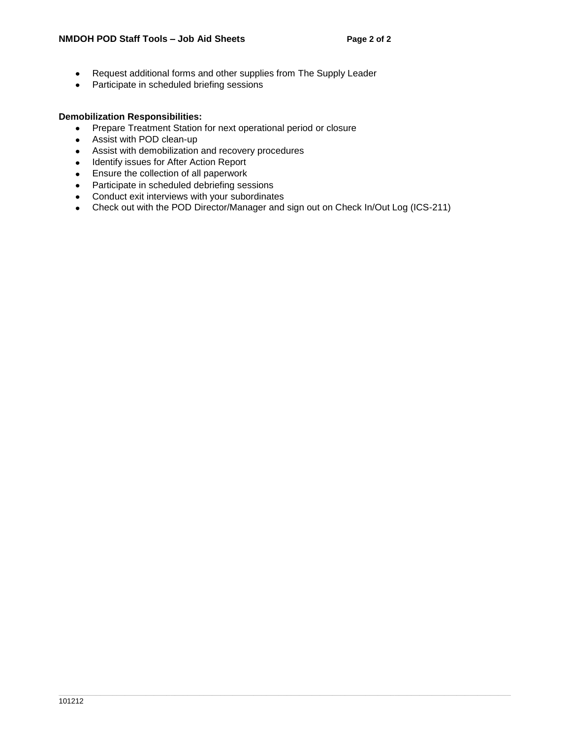- Request additional forms and other supplies from The Supply Leader
- Participate in scheduled briefing sessions

**Demobilization Responsibilities:**

- Prepare Treatment Station for next operational period or closure
- Assist with POD clean-up
- Assist with demobilization and recovery procedures
- Identify issues for After Action Report
- Ensure the collection of all paperwork
- Participate in scheduled debriefing sessions
- Conduct exit interviews with your subordinates
- Check out with the POD Director/Manager and sign out on Check In/Out Log (ICS-211)